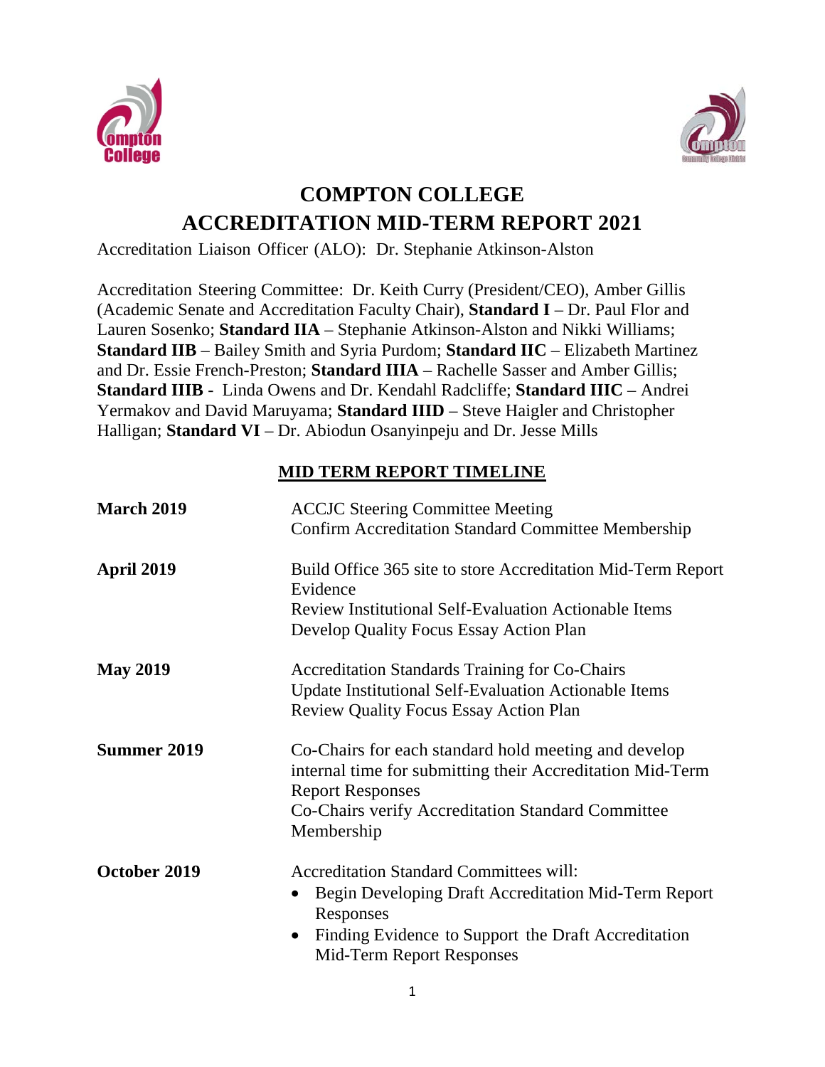# COMPTON COLLEGE

# ACCREDITATION MID-TERM REPORT 2021

Accreditation Liaison Officer (ALO): Dr. Stephanie Atkinson-Alston

Accreditation Steering Committee: Dr. Keith Curry (President/CEO), Amber Gillis (Academic Senate and Accreditation Faculty Chair), **Standard I** – Dr. Paul Flor and Lauren Sosenko; **Standard IIA** – Stephanie Atkinson-Alston and Nikki Williams; **Standard IIB** – Bailey Smith and Syria Purdom; **Standard IIC** – Elizabeth Martinez and Dr. Essie French-Preston; **Standard IIIA** – Rachelle Sasser and Amber Gillis; **Standard IIIB** - Linda Owens and Dr. Kendahl Radcliffe; **Standard IIIC** – Andrei Yermakov and David Maruyama; **Standard IIID** – Steve Haigler and Christopher Halligan; **Standard VI** – Dr. Abiodun Osanyinpeju and Dr. Jesse Mills

## MID TERM REPORT TIMELINE

**March 2019**

ACCJC Steering Committee Meeting
Confirm Accreditation Standard Committee Membership

**April 2019**

Build Office 365 site to store Accreditation Mid-Term Report Evidence
Review Institutional Self-Evaluation Actionable Items
Develop Quality Focus Essay Action Plan

**May 2019**

Accreditation Standards Training for Co-Chairs
Update Institutional Self-Evaluation Actionable Items
Review Quality Focus Essay Action Plan

**Summer 2019**

Co-Chairs for each standard hold meeting and develop internal time for submitting their Accreditation Mid-Term Report Responses
Co-Chairs verify Accreditation Standard Committee Membership

**October 2019**

Accreditation Standard Committees will:

- Begin Developing Draft Accreditation Mid-Term Report Responses
- Finding Evidence to Support the Draft Accreditation Mid-Term Report Responses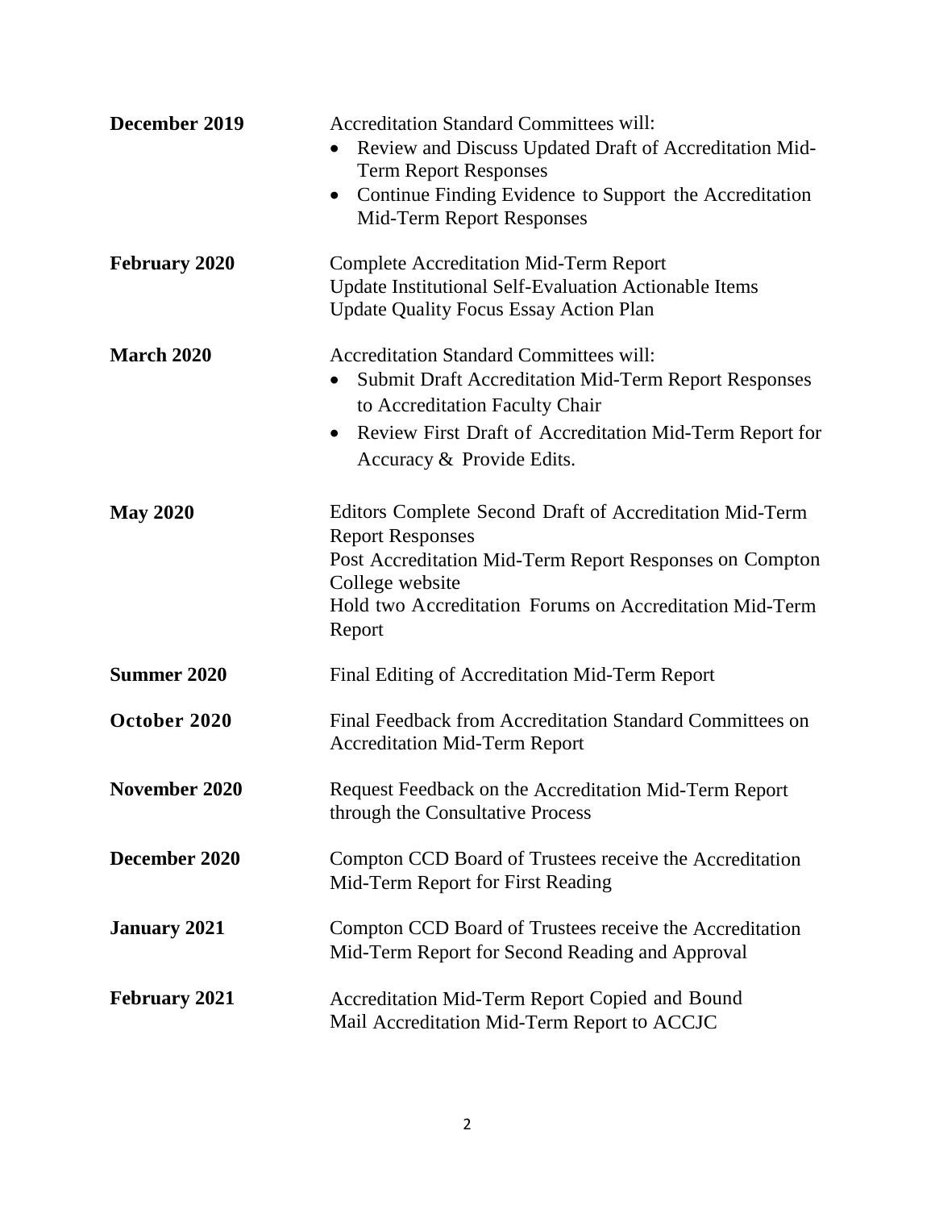| | |
|---|---|
| **December 2019** | Accreditation Standard Committees will:<br>• Review and Discuss Updated Draft of Accreditation Mid-Term Report Responses<br>• Continue Finding Evidence to Support the Accreditation Mid-Term Report Responses |
| **February 2020** | Complete Accreditation Mid-Term Report<br>Update Institutional Self-Evaluation Actionable Items<br>Update Quality Focus Essay Action Plan |
| **March 2020** | Accreditation Standard Committees will:<br>• Submit Draft Accreditation Mid-Term Report Responses to Accreditation Faculty Chair<br>• Review First Draft of Accreditation Mid-Term Report for Accuracy & Provide Edits. |
| **May 2020** | Editors Complete Second Draft of Accreditation Mid-Term Report Responses<br>Post Accreditation Mid-Term Report Responses on Compton College website<br>Hold two Accreditation Forums on Accreditation Mid-Term Report |
| **Summer 2020** | Final Editing of Accreditation Mid-Term Report |
| **October 2020** | Final Feedback from Accreditation Standard Committees on Accreditation Mid-Term Report |
| **November 2020** | Request Feedback on the Accreditation Mid-Term Report through the Consultative Process |
| **December 2020** | Compton CCD Board of Trustees receive the Accreditation Mid-Term Report for First Reading |
| **January 2021** | Compton CCD Board of Trustees receive the Accreditation Mid-Term Report for Second Reading and Approval |
| **February 2021** | Accreditation Mid-Term Report Copied and Bound<br>Mail Accreditation Mid-Term Report to ACCJC |